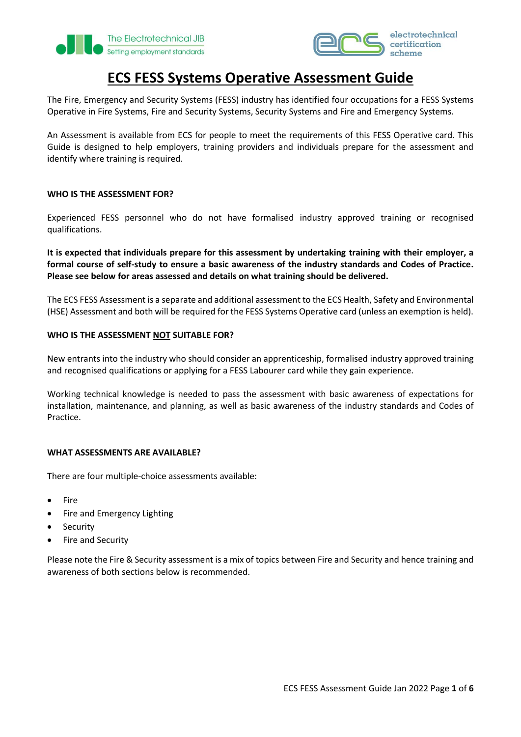# ECS FESS Systems Operative Assessment Guide

The Fire, Emergency and Security Systems (FESS) industry has identified four occupations for a FESS Systems Operative in Fire Systems, Fire and Security Systems, Security Systems and Fire and Emergency Systems.

An Assessment is available from ECS for people to meet the requirements of this FESS Operative card. This Guide is designed to help employers, training providers and individuals prepare for the assessment and identify where training is required.

**WHO IS THE ASSESSMENT FOR?**

Experienced FESS personnel who do not have formalised industry approved training or recognised qualifications.

**It is expected that individuals prepare for this assessment by undertaking training with their employer, a formal course of self-study to ensure a basic awareness of the industry standards and Codes of Practice. Please see below for areas assessed and details on what training should be delivered.**

The ECS FESS Assessment is a separate and additional assessment to the ECS Health, Safety and Environmental (HSE) Assessment and both will be required for the FESS Systems Operative card (unless an exemption is held).

**WHO IS THE ASSESSMENT NOT SUITABLE FOR?**

New entrants into the industry who should consider an apprenticeship, formalised industry approved training and recognised qualifications or applying for a FESS Labourer card while they gain experience.

Working technical knowledge is needed to pass the assessment with basic awareness of expectations for installation, maintenance, and planning, as well as basic awareness of the industry standards and Codes of Practice.

**WHAT ASSESSMENTS ARE AVAILABLE?**

There are four multiple-choice assessments available:

- Fire
- Fire and Emergency Lighting
- Security
- Fire and Security

Please note the Fire & Security assessment is a mix of topics between Fire and Security and hence training and awareness of both sections below is recommended.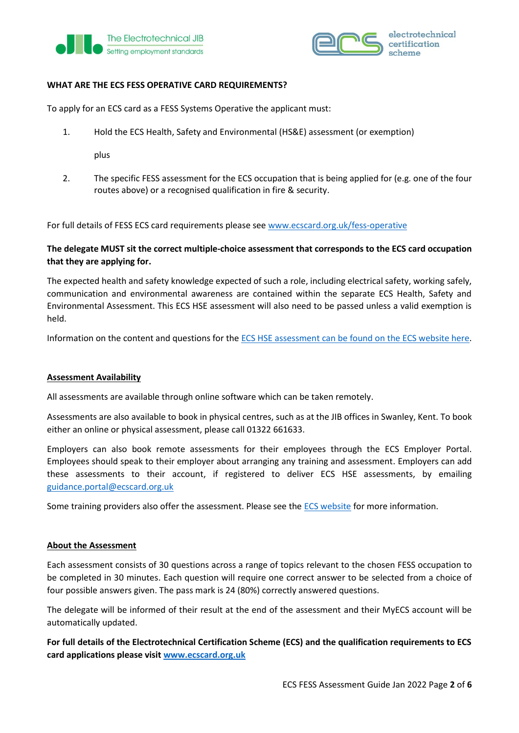**WHAT ARE THE ECS FESS OPERATIVE CARD REQUIREMENTS?**

To apply for an ECS card as a FESS Systems Operative the applicant must:

1. Hold the ECS Health, Safety and Environmental (HS&E) assessment (or exemption)

   plus

2. The specific FESS assessment for the ECS occupation that is being applied for (e.g. one of the four routes above) or a recognised qualification in fire & security.

For full details of FESS ECS card requirements please see [www.ecscard.org.uk/fess-operative](http://www.ecscard.org.uk/fess-operative)

**The delegate MUST sit the correct multiple-choice assessment that corresponds to the ECS card occupation that they are applying for.**

The expected health and safety knowledge expected of such a role, including electrical safety, working safely, communication and environmental awareness are contained within the separate ECS Health, Safety and Environmental Assessment. This ECS HSE assessment will also need to be passed unless a valid exemption is held.

Information on the content and questions for the ECS HSE assessment can be found on the ECS website here.

## Assessment Availability

All assessments are available through online software which can be taken remotely.

Assessments are also available to book in physical centres, such as at the JIB offices in Swanley, Kent. To book either an online or physical assessment, please call 01322 661633.

Employers can also book remote assessments for their employees through the ECS Employer Portal. Employees should speak to their employer about arranging any training and assessment. Employers can add these assessments to their account, if registered to deliver ECS HSE assessments, by emailing [guidance.portal@ecscard.org.uk](mailto:guidance.portal@ecscard.org.uk)

Some training providers also offer the assessment. Please see the ECS website for more information.

## About the Assessment

Each assessment consists of 30 questions across a range of topics relevant to the chosen FESS occupation to be completed in 30 minutes. Each question will require one correct answer to be selected from a choice of four possible answers given. The pass mark is 24 (80%) correctly answered questions.

The delegate will be informed of their result at the end of the assessment and their MyECS account will be automatically updated.

**For full details of the Electrotechnical Certification Scheme (ECS) and the qualification requirements to ECS card applications please visit [www.ecscard.org.uk](http://www.ecscard.org.uk)**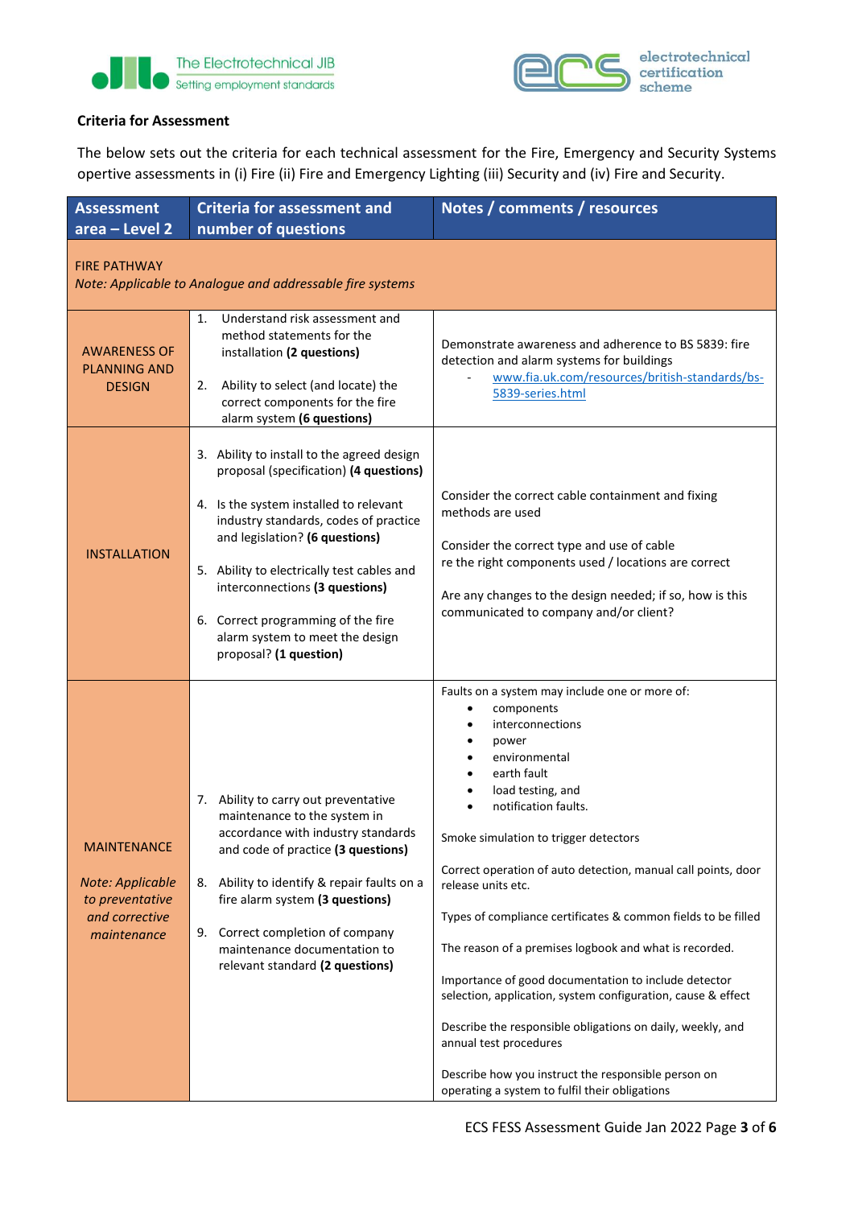**Criteria for Assessment**

The below sets out the criteria for each technical assessment for the Fire, Emergency and Security Systems opertive assessments in (i) Fire (ii) Fire and Emergency Lighting (iii) Security and (iv) Fire and Security.

| Assessment area – Level 2 | Criteria for assessment and number of questions | Notes / comments / resources |
|---|---|---|
| FIRE PATHWAY<br>*Note: Applicable to Analogue and addressable fire systems* | | |
| AWARENESS OF PLANNING AND DESIGN | 1. Understand risk assessment and method statements for the installation **(2 questions)**<br><br>2. Ability to select (and locate) the correct components for the fire alarm system **(6 questions)** | Demonstrate awareness and adherence to BS 5839: fire detection and alarm systems for buildings<br>- www.fia.uk.com/resources/british-standards/bs-5839-series.html |
| INSTALLATION | 3. Ability to install to the agreed design proposal (specification) **(4 questions)**<br><br>4. Is the system installed to relevant industry standards, codes of practice and legislation? **(6 questions)**<br><br>5. Ability to electrically test cables and interconnections **(3 questions)**<br><br>6. Correct programming of the fire alarm system to meet the design proposal? **(1 question)** | Consider the correct cable containment and fixing methods are used<br><br>Consider the correct type and use of cable re the right components used / locations are correct<br><br>Are any changes to the design needed; if so, how is this communicated to company and/or client? |
| MAINTENANCE<br><br>*Note: Applicable to preventative and corrective maintenance* | 7. Ability to carry out preventative maintenance to the system in accordance with industry standards and code of practice **(3 questions)**<br><br>8. Ability to identify & repair faults on a fire alarm system **(3 questions)**<br><br>9. Correct completion of company maintenance documentation to relevant standard **(2 questions)** | Faults on a system may include one or more of:<br>• components<br>• interconnections<br>• power<br>• environmental<br>• earth fault<br>• load testing, and<br>• notification faults.<br><br>Smoke simulation to trigger detectors<br><br>Correct operation of auto detection, manual call points, door release units etc.<br><br>Types of compliance certificates & common fields to be filled<br><br>The reason of a premises logbook and what is recorded.<br><br>Importance of good documentation to include detector selection, application, system configuration, cause & effect<br><br>Describe the responsible obligations on daily, weekly, and annual test procedures<br><br>Describe how you instruct the responsible person on operating a system to fulfil their obligations |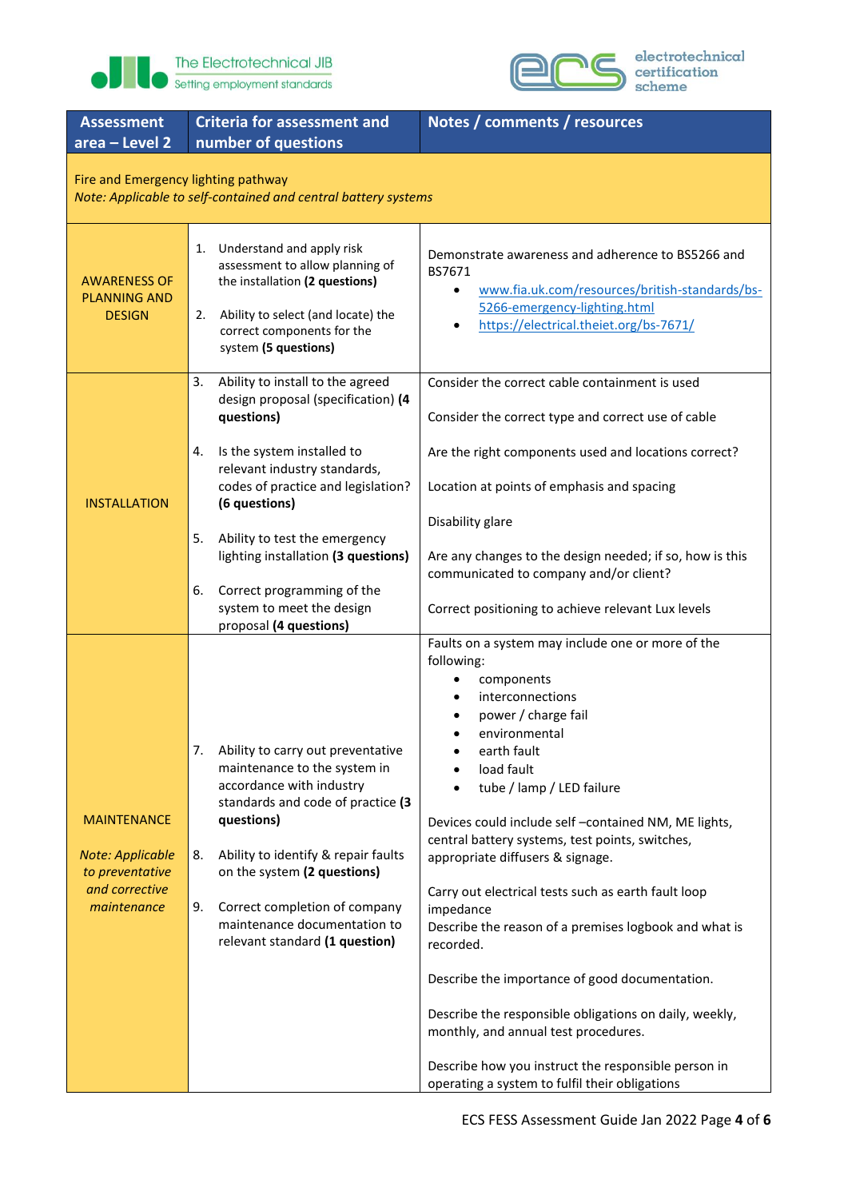| Assessment area – Level 2 | Criteria for assessment and number of questions | Notes / comments / resources |
|---|---|---|
| Fire and Emergency lighting pathway<br>*Note: Applicable to self-contained and central battery systems* | | |
| AWARENESS OF PLANNING AND DESIGN | 1. Understand and apply risk assessment to allow planning of the installation **(2 questions)**<br><br>2. Ability to select (and locate) the correct components for the system **(5 questions)** | Demonstrate awareness and adherence to BS5266 and BS7671<br>• [www.fia.uk.com/resources/british-standards/bs-5266-emergency-lighting.html](www.fia.uk.com/resources/british-standards/bs-5266-emergency-lighting.html)<br>• [https://electrical.theiet.org/bs-7671/](https://electrical.theiet.org/bs-7671/) |
| INSTALLATION | 3. Ability to install to the agreed design proposal (specification) **(4 questions)**<br><br>4. Is the system installed to relevant industry standards, codes of practice and legislation? **(6 questions)**<br><br>5. Ability to test the emergency lighting installation **(3 questions)**<br><br>6. Correct programming of the system to meet the design proposal **(4 questions)** | Consider the correct cable containment is used<br><br>Consider the correct type and correct use of cable<br><br>Are the right components used and locations correct?<br><br>Location at points of emphasis and spacing<br><br>Disability glare<br><br>Are any changes to the design needed; if so, how is this communicated to company and/or client?<br><br>Correct positioning to achieve relevant Lux levels |
| MAINTENANCE<br><br>*Note: Applicable to preventative and corrective maintenance* | 7. Ability to carry out preventative maintenance to the system in accordance with industry standards and code of practice **(3 questions)**<br><br>8. Ability to identify & repair faults on the system **(2 questions)**<br><br>9. Correct completion of company maintenance documentation to relevant standard **(1 question)** | Faults on a system may include one or more of the following:<br>• components<br>• interconnections<br>• power / charge fail<br>• environmental<br>• earth fault<br>• load fault<br>• tube / lamp / LED failure<br><br>Devices could include self –contained NM, ME lights, central battery systems, test points, switches, appropriate diffusers & signage.<br><br>Carry out electrical tests such as earth fault loop impedance<br>Describe the reason of a premises logbook and what is recorded.<br><br>Describe the importance of good documentation.<br><br>Describe the responsible obligations on daily, weekly, monthly, and annual test procedures.<br><br>Describe how you instruct the responsible person in operating a system to fulfil their obligations |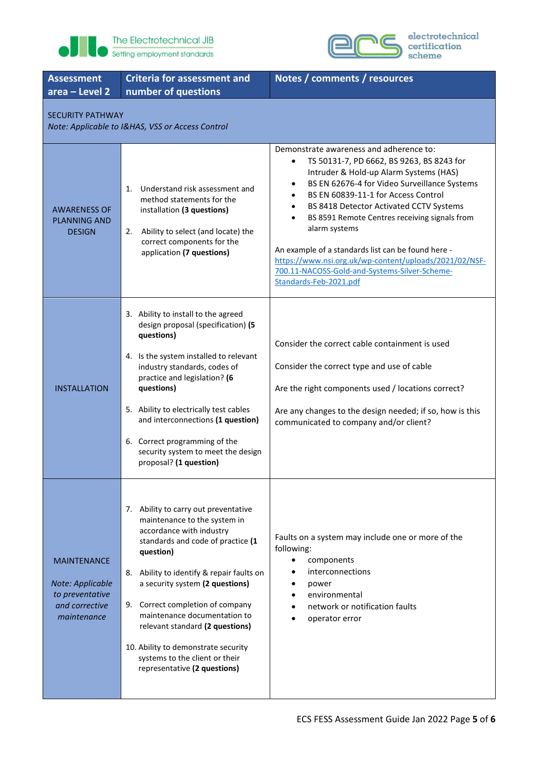| Assessment area – Level 2 | Criteria for assessment and number of questions | Notes / comments / resources |
|---|---|---|
| SECURITY PATHWAY<br>*Note: Applicable to I&HAS, VSS or Access Control* | | |
| AWARENESS OF PLANNING AND DESIGN | 1. Understand risk assessment and method statements for the installation **(3 questions)**<br><br>2. Ability to select (and locate) the correct components for the application **(7 questions)** | Demonstrate awareness and adherence to:<br>• TS 50131-7, PD 6662, BS 9263, BS 8243 for Intruder & Hold-up Alarm Systems (HAS)<br>• BS EN 62676-4 for Video Surveillance Systems<br>• BS EN 60839-11-1 for Access Control<br>• BS 8418 Detector Activated CCTV Systems<br>• BS 8591 Remote Centres receiving signals from alarm systems<br><br>An example of a standards list can be found here - https://www.nsi.org.uk/wp-content/uploads/2021/02/NSF-700.11-NACOSS-Gold-and-Systems-Silver-Scheme-Standards-Feb-2021.pdf |
| INSTALLATION | 3. Ability to install to the agreed design proposal (specification) **(5 questions)**<br><br>4. Is the system installed to relevant industry standards, codes of practice and legislation? **(6 questions)**<br><br>5. Ability to electrically test cables and interconnections **(1 question)**<br><br>6. Correct programming of the security system to meet the design proposal? **(1 question)** | Consider the correct cable containment is used<br><br>Consider the correct type and use of cable<br><br>Are the right components used / locations correct?<br><br>Are any changes to the design needed; if so, how is this communicated to company and/or client? |
| MAINTENANCE<br><br>*Note: Applicable to preventative and corrective maintenance* | 7. Ability to carry out preventative maintenance to the system in accordance with industry standards and code of practice **(1 question)**<br><br>8. Ability to identify & repair faults on a security system **(2 questions)**<br><br>9. Correct completion of company maintenance documentation to relevant standard **(2 questions)**<br><br>10. Ability to demonstrate security systems to the client or their representative **(2 questions)** | Faults on a system may include one or more of the following:<br>• components<br>• interconnections<br>• power<br>• environmental<br>• network or notification faults<br>• operator error |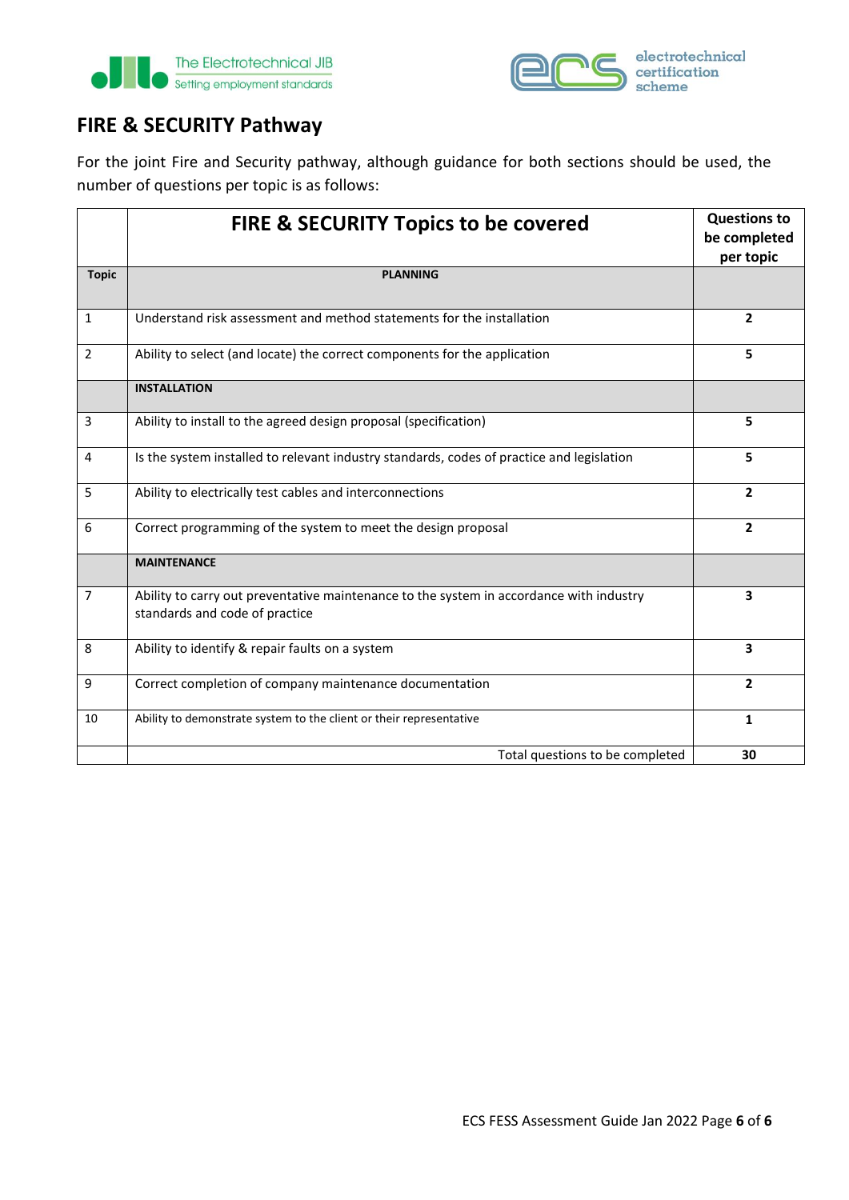## FIRE & SECURITY Pathway

For the joint Fire and Security pathway, although guidance for both sections should be used, the number of questions per topic is as follows:

| | FIRE & SECURITY Topics to be covered | Questions to be completed per topic |
|---|---|---|
| **Topic** | **PLANNING** | |
| 1 | Understand risk assessment and method statements for the installation | **2** |
| 2 | Ability to select (and locate) the correct components for the application | **5** |
| | **INSTALLATION** | |
| 3 | Ability to install to the agreed design proposal (specification) | **5** |
| 4 | Is the system installed to relevant industry standards, codes of practice and legislation | **5** |
| 5 | Ability to electrically test cables and interconnections | **2** |
| 6 | Correct programming of the system to meet the design proposal | **2** |
| | **MAINTENANCE** | |
| 7 | Ability to carry out preventative maintenance to the system in accordance with industry standards and code of practice | **3** |
| 8 | Ability to identify & repair faults on a system | **3** |
| 9 | Correct completion of company maintenance documentation | **2** |
| 10 | Ability to demonstrate system to the client or their representative | **1** |
| | Total questions to be completed | **30** |